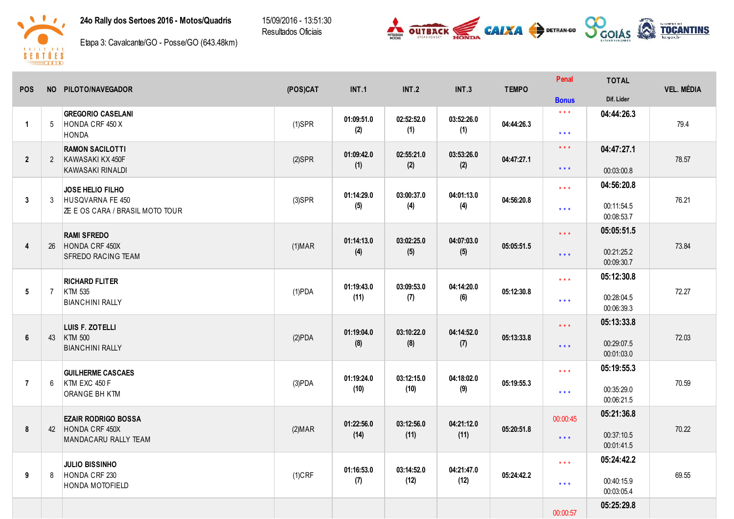**24o Rally dos Sertoes 2016 - Motos/Quadris**

Etapa 3: Cavalcante/GO - Posse/GO (643.48km)

15/09/2016 - 13:51:30

Resultados Oficiais

| POS | NO | PILOTO/NAVEGADOR | (POS)CAT | INT.1 | INT.2 | INT.3 | TEMPO | Penal / Bonus | TOTAL / Dif. Lider | VEL. MÉDIA |
|---|---|---|---|---|---|---|---|---|---|---|
| 1 | 5 | GREGORIO CASELANI<br>HONDA CRF 450 X<br>HONDA | (1)SPR | 01:09:51.0<br>(2) | 02:52:52.0<br>(1) | 03:52:26.0<br>(1) | 04:44:26.3 | * * *<br>* * * | 04:44:26.3 | 79.4 |
| 2 | 2 | RAMON SACILOTTI<br>KAWASAKI KX 450F<br>KAWASAKI RINALDI | (2)SPR | 01:09:42.0<br>(1) | 02:55:21.0<br>(2) | 03:53:26.0<br>(2) | 04:47:27.1 | * * *<br>* * * | 04:47:27.1<br>00:03:00.8 | 78.57 |
| 3 | 3 | JOSE HELIO FILHO<br>HUSQVARNA FE 450<br>ZE E OS CARA / BRASIL MOTO TOUR | (3)SPR | 01:14:29.0<br>(5) | 03:00:37.0<br>(4) | 04:01:13.0<br>(4) | 04:56:20.8 | * * *<br>* * * | 04:56:20.8<br>00:11:54.5<br>00:08:53.7 | 76.21 |
| 4 | 26 | RAMI SFREDO<br>HONDA CRF 450X<br>SFREDO RACING TEAM | (1)MAR | 01:14:13.0<br>(4) | 03:02:25.0<br>(5) | 04:07:03.0<br>(5) | 05:05:51.5 | * * *<br>* * * | 05:05:51.5<br>00:21:25.2<br>00:09:30.7 | 73.84 |
| 5 | 7 | RICHARD FLITER<br>KTM 535<br>BIANCHINI RALLY | (1)PDA | 01:19:43.0<br>(11) | 03:09:53.0<br>(7) | 04:14:20.0<br>(6) | 05:12:30.8 | * * *<br>* * * | 05:12:30.8<br>00:28:04.5<br>00:06:39.3 | 72.27 |
| 6 | 43 | LUIS F. ZOTELLI<br>KTM 500<br>BIANCHINI RALLY | (2)PDA | 01:19:04.0<br>(8) | 03:10:22.0<br>(8) | 04:14:52.0<br>(7) | 05:13:33.8 | * * *<br>* * * | 05:13:33.8<br>00:29:07.5<br>00:01:03.0 | 72.03 |
| 7 | 6 | GUILHERME CASCAES<br>KTM EXC 450 F<br>ORANGE BH KTM | (3)PDA | 01:19:24.0<br>(10) | 03:12:15.0<br>(10) | 04:18:02.0<br>(9) | 05:19:55.3 | * * *<br>* * * | 05:19:55.3<br>00:35:29.0<br>00:06:21.5 | 70.59 |
| 8 | 42 | EZAIR RODRIGO BOSSA<br>HONDA CRF 450X<br>MANDACARU RALLY TEAM | (2)MAR | 01:22:56.0<br>(14) | 03:12:56.0<br>(11) | 04:21:12.0<br>(11) | 05:20:51.8 | 00:00:45<br>* * * | 05:21:36.8<br>00:37:10.5<br>00:01:41.5 | 70.22 |
| 9 | 8 | JULIO BISSINHO<br>HONDA CRF 230<br>HONDA MOTOFIELD | (1)CRF | 01:16:53.0<br>(7) | 03:14:52.0<br>(12) | 04:21:47.0<br>(12) | 05:24:42.2 | * * *<br>* * * | 05:24:42.2<br>00:40:15.9<br>00:03:05.4 | 69.55 |
| | | | | | | | | 00:00:57 | 05:25:29.8 | |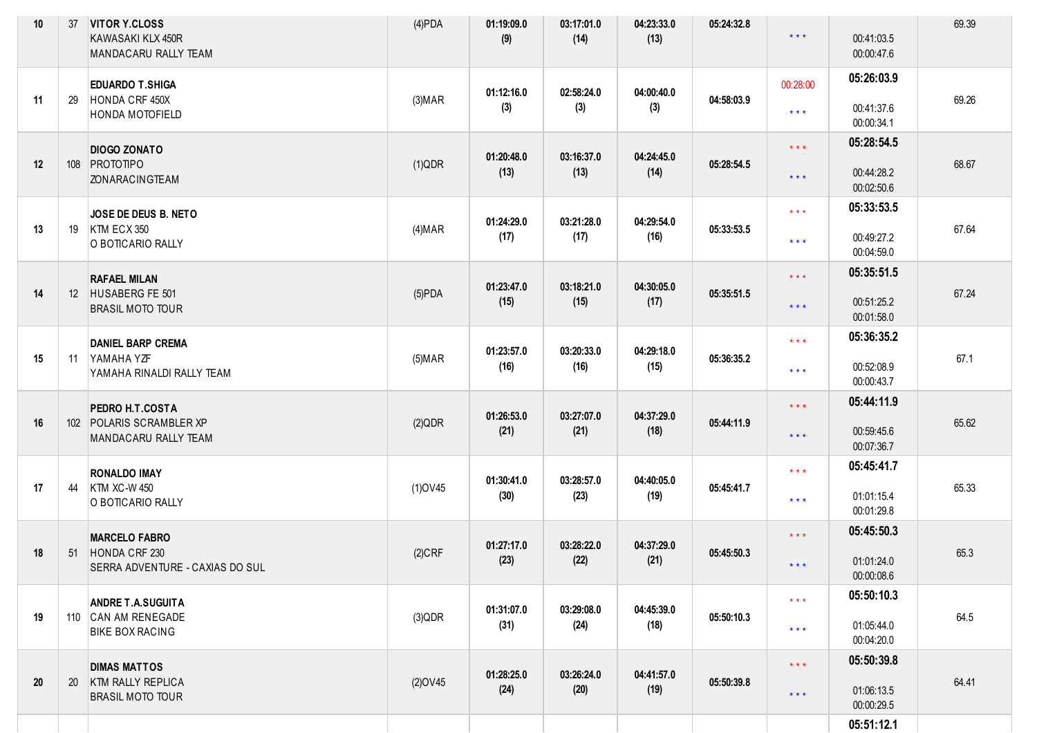| | | | | | | | | | | |
|---|---|---|---|---|---|---|---|---|---|---|
| 10 | 37 | **VITOR Y.CLOSS**<br>KAWASAKI KLX 450R<br>MANDACARU RALLY TEAM | (4)PDA | 01:19:09.0<br>(9) | 03:17:01.0<br>(14) | 04:23:33.0<br>(13) | 05:24:32.8 | * * * | 00:41:03.5<br>00:00:47.6 | 69.39 |
| 11 | 29 | **EDUARDO T.SHIGA**<br>HONDA CRF 450X<br>HONDA MOTOFIELD | (3)MAR | 01:12:16.0<br>(3) | 02:58:24.0<br>(3) | 04:00:40.0<br>(3) | 04:58:03.9 | 00:28:00<br>* * * | 05:26:03.9<br>00:41:37.6<br>00:00:34.1 | 69.26 |
| 12 | 108 | **DIOGO ZONATO**<br>PROTOTIPO<br>ZONARACINGTEAM | (1)QDR | 01:20:48.0<br>(13) | 03:16:37.0<br>(13) | 04:24:45.0<br>(14) | 05:28:54.5 | * * *<br>* * * | 05:28:54.5<br>00:44:28.2<br>00:02:50.6 | 68.67 |
| 13 | 19 | **JOSE DE DEUS B. NETO**<br>KTM ECX 350<br>O BOTICARIO RALLY | (4)MAR | 01:24:29.0<br>(17) | 03:21:28.0<br>(17) | 04:29:54.0<br>(16) | 05:33:53.5 | * * *<br>* * * | 05:33:53.5<br>00:49:27.2<br>00:04:59.0 | 67.64 |
| 14 | 12 | **RAFAEL MILAN**<br>HUSABERG FE 501<br>BRASIL MOTO TOUR | (5)PDA | 01:23:47.0<br>(15) | 03:18:21.0<br>(15) | 04:30:05.0<br>(17) | 05:35:51.5 | * * *<br>* * * | 05:35:51.5<br>00:51:25.2<br>00:01:58.0 | 67.24 |
| 15 | 11 | **DANIEL BARP CREMA**<br>YAMAHA YZF<br>YAMAHA RINALDI RALLY TEAM | (5)MAR | 01:23:57.0<br>(16) | 03:20:33.0<br>(16) | 04:29:18.0<br>(15) | 05:36:35.2 | * * *<br>* * * | 05:36:35.2<br>00:52:08.9<br>00:00:43.7 | 67.1 |
| 16 | 102 | **PEDRO H.T.COSTA**<br>POLARIS SCRAMBLER XP<br>MANDACARU RALLY TEAM | (2)QDR | 01:26:53.0<br>(21) | 03:27:07.0<br>(21) | 04:37:29.0<br>(18) | 05:44:11.9 | * * *<br>* * * | 05:44:11.9<br>00:59:45.6<br>00:07:36.7 | 65.62 |
| 17 | 44 | **RONALDO IMAY**<br>KTM XC-W 450<br>O BOTICARIO RALLY | (1)OV45 | 01:30:41.0<br>(30) | 03:28:57.0<br>(23) | 04:40:05.0<br>(19) | 05:45:41.7 | * * *<br>* * * | 05:45:41.7<br>01:01:15.4<br>00:01:29.8 | 65.33 |
| 18 | 51 | **MARCELO FABRO**<br>HONDA CRF 230<br>SERRA ADVENTURE - CAXIAS DO SUL | (2)CRF | 01:27:17.0<br>(23) | 03:28:22.0<br>(22) | 04:37:29.0<br>(21) | 05:45:50.3 | * * *<br>* * * | 05:45:50.3<br>01:01:24.0<br>00:00:08.6 | 65.3 |
| 19 | 110 | **ANDRE T.A.SUGUITA**<br>CAN AM RENEGADE<br>BIKE BOX RACING | (3)QDR | 01:31:07.0<br>(31) | 03:29:08.0<br>(24) | 04:45:39.0<br>(18) | 05:50:10.3 | * * *<br>* * * | 05:50:10.3<br>01:05:44.0<br>00:04:20.0 | 64.5 |
| 20 | 20 | **DIMAS MATTOS**<br>KTM RALLY REPLICA<br>BRASIL MOTO TOUR | (2)OV45 | 01:28:25.0<br>(24) | 03:26:24.0<br>(20) | 04:41:57.0<br>(19) | 05:50:39.8 | * * *<br>* * * | 05:50:39.8<br>01:06:13.5<br>00:00:29.5 | 64.41 |
| | | | | | | | | | 05:51:12.1 | |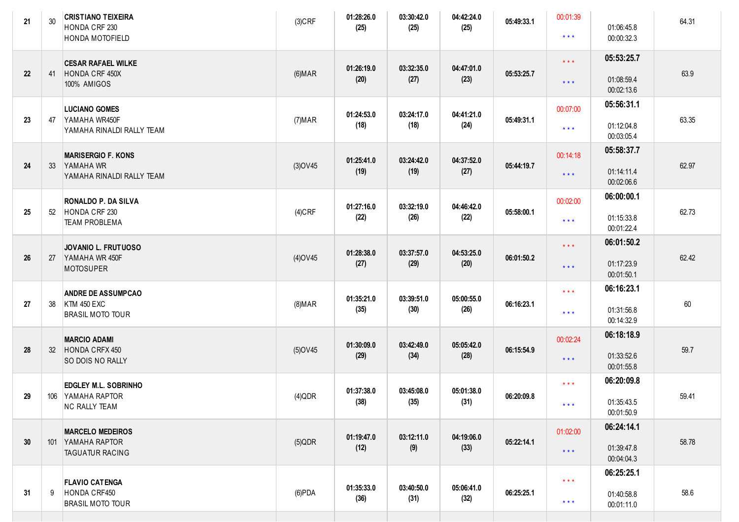| | | | | | | | | | | |
|---|---|---|---|---|---|---|---|---|---|---|
| 21 | 30 | **CRISTIANO TEIXEIRA**<br>HONDA CRF 230<br>HONDA MOTOFIELD | (3)CRF | **01:28:26.0**<br>**(25)** | **03:30:42.0**<br>**(25)** | **04:42:24.0**<br>**(25)** | **05:49:33.1** | 00:01:39<br>* * * | 01:06:45.8<br>00:00:32.3 | 64.31 |
| 22 | 41 | **CESAR RAFAEL WILKE**<br>HONDA CRF 450X<br>100% AMIGOS | (6)MAR | **01:26:19.0**<br>**(20)** | **03:32:35.0**<br>**(27)** | **04:47:01.0**<br>**(23)** | **05:53:25.7** | * * *<br>* * * | **05:53:25.7**<br>01:08:59.4<br>00:02:13.6 | 63.9 |
| 23 | 47 | **LUCIANO GOMES**<br>YAMAHA WR450F<br>YAMAHA RINALDI RALLY TEAM | (7)MAR | **01:24:53.0**<br>**(18)** | **03:24:17.0**<br>**(18)** | **04:41:21.0**<br>**(24)** | **05:49:31.1** | 00:07:00<br>* * * | **05:56:31.1**<br>01:12:04.8<br>00:03:05.4 | 63.35 |
| 24 | 33 | **MARISERGIO F. KONS**<br>YAMAHA WR<br>YAMAHA RINALDI RALLY TEAM | (3)OV45 | **01:25:41.0**<br>**(19)** | **03:24:42.0**<br>**(19)** | **04:37:52.0**<br>**(27)** | **05:44:19.7** | 00:14:18<br>* * * | **05:58:37.7**<br>01:14:11.4<br>00:02:06.6 | 62.97 |
| 25 | 52 | **RONALDO P. DA SILVA**<br>HONDA CRF 230<br>TEAM PROBLEMA | (4)CRF | **01:27:16.0**<br>**(22)** | **03:32:19.0**<br>**(26)** | **04:46:42.0**<br>**(22)** | **05:58:00.1** | 00:02:00<br>* * * | **06:00:00.1**<br>01:15:33.8<br>00:01:22.4 | 62.73 |
| 26 | 27 | **JOVANIO L. FRUTUOSO**<br>YAMAHA WR 450F<br>MOTOSUPER | (4)OV45 | **01:28:38.0**<br>**(27)** | **03:37:57.0**<br>**(29)** | **04:53:25.0**<br>**(20)** | **06:01:50.2** | * * *<br>* * * | **06:01:50.2**<br>01:17:23.9<br>00:01:50.1 | 62.42 |
| 27 | 38 | **ANDRE DE ASSUMPCAO**<br>KTM 450 EXC<br>BRASIL MOTO TOUR | (8)MAR | **01:35:21.0**<br>**(35)** | **03:39:51.0**<br>**(30)** | **05:00:55.0**<br>**(26)** | **06:16:23.1** | * * *<br>* * * | **06:16:23.1**<br>01:31:56.8<br>00:14:32.9 | 60 |
| 28 | 32 | **MARCIO ADAMI**<br>HONDA CRFX 450<br>SO DOIS NO RALLY | (5)OV45 | **01:30:09.0**<br>**(29)** | **03:42:49.0**<br>**(34)** | **05:05:42.0**<br>**(28)** | **06:15:54.9** | 00:02:24<br>* * * | **06:18:18.9**<br>01:33:52.6<br>00:01:55.8 | 59.7 |
| 29 | 106 | **EDGLEY M.L. SOBRINHO**<br>YAMAHA RAPTOR<br>NC RALLY TEAM | (4)QDR | **01:37:38.0**<br>**(38)** | **03:45:08.0**<br>**(35)** | **05:01:38.0**<br>**(31)** | **06:20:09.8** | * * *<br>* * * | **06:20:09.8**<br>01:35:43.5<br>00:01:50.9 | 59.41 |
| 30 | 101 | **MARCELO MEDEIROS**<br>YAMAHA RAPTOR<br>TAGUATUR RACING | (5)QDR | **01:19:47.0**<br>**(12)** | **03:12:11.0**<br>**(9)** | **04:19:06.0**<br>**(33)** | **05:22:14.1** | 01:02:00<br>* * * | **06:24:14.1**<br>01:39:47.8<br>00:04:04.3 | 58.78 |
| 31 | 9 | **FLAVIO CATENGA**<br>HONDA CRF450<br>BRASIL MOTO TOUR | (6)PDA | **01:35:33.0**<br>**(36)** | **03:40:50.0**<br>**(31)** | **05:06:41.0**<br>**(32)** | **06:25:25.1** | * * *<br>* * * | **06:25:25.1**<br>01:40:58.8<br>00:01:11.0 | 58.6 |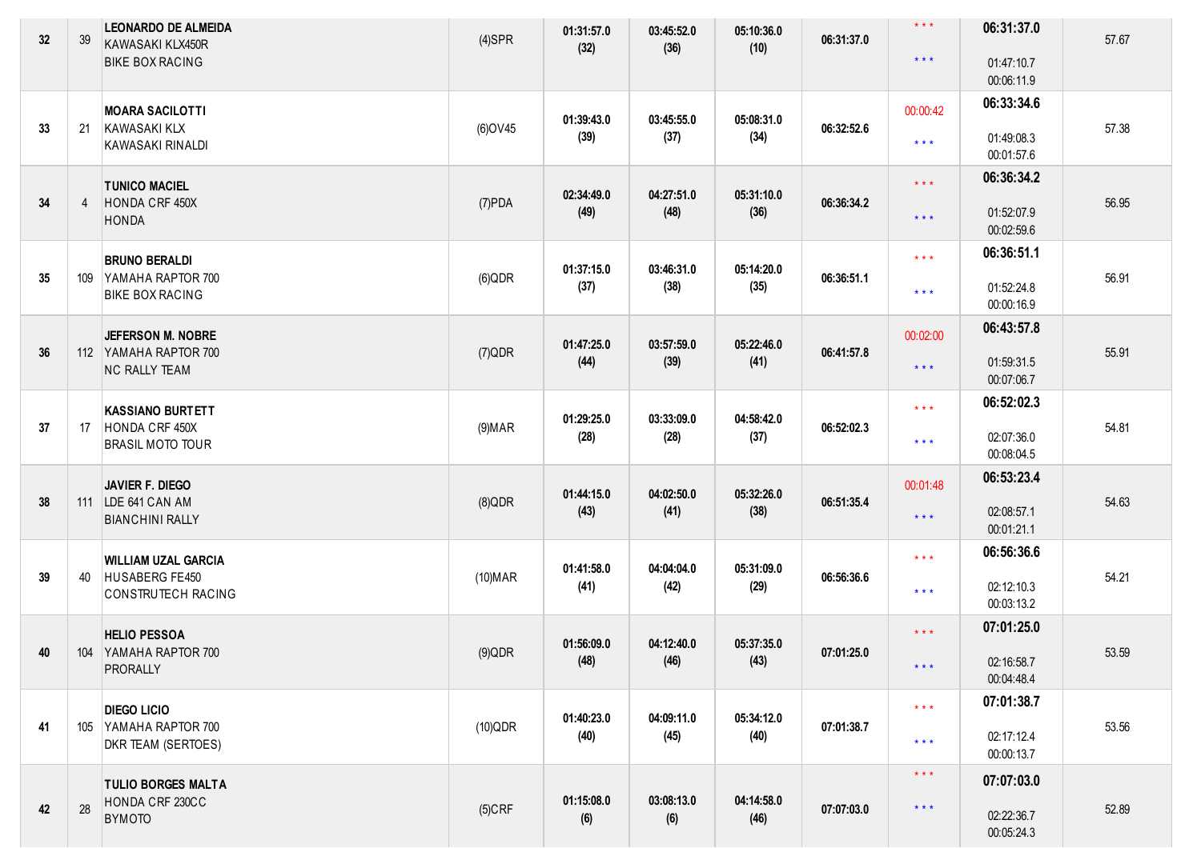| | | | | | | | | | | |
|---|---|---|---|---|---|---|---|---|---|---|
| 32 | 39 | **LEONARDO DE ALMEIDA**<br>KAWASAKI KLX450R<br>BIKE BOX RACING | (4)SPR | 01:31:57.0<br>(32) | 03:45:52.0<br>(36) | 05:10:36.0<br>(10) | 06:31:37.0 | * * *<br>* * * | **06:31:37.0**<br>01:47:10.7<br>00:06:11.9 | 57.67 |
| 33 | 21 | **MOARA SACILOTTI**<br>KAWASAKI KLX<br>KAWASAKI RINALDI | (6)OV45 | 01:39:43.0<br>(39) | 03:45:55.0<br>(37) | 05:08:31.0<br>(34) | 06:32:52.6 | 00:00:42<br>* * * | **06:33:34.6**<br>01:49:08.3<br>00:01:57.6 | 57.38 |
| 34 | 4 | **TUNICO MACIEL**<br>HONDA CRF 450X<br>HONDA | (7)PDA | 02:34:49.0<br>(49) | 04:27:51.0<br>(48) | 05:31:10.0<br>(36) | 06:36:34.2 | * * *<br>* * * | **06:36:34.2**<br>01:52:07.9<br>00:02:59.6 | 56.95 |
| 35 | 109 | **BRUNO BERALDI**<br>YAMAHA RAPTOR 700<br>BIKE BOX RACING | (6)QDR | 01:37:15.0<br>(37) | 03:46:31.0<br>(38) | 05:14:20.0<br>(35) | 06:36:51.1 | * * *<br>* * * | **06:36:51.1**<br>01:52:24.8<br>00:00:16.9 | 56.91 |
| 36 | 112 | **JEFERSON M. NOBRE**<br>YAMAHA RAPTOR 700<br>NC RALLY TEAM | (7)QDR | 01:47:25.0<br>(44) | 03:57:59.0<br>(39) | 05:22:46.0<br>(41) | 06:41:57.8 | 00:02:00<br>* * * | **06:43:57.8**<br>01:59:31.5<br>00:07:06.7 | 55.91 |
| 37 | 17 | **KASSIANO BURTETT**<br>HONDA CRF 450X<br>BRASIL MOTO TOUR | (9)MAR | 01:29:25.0<br>(28) | 03:33:09.0<br>(28) | 04:58:42.0<br>(37) | 06:52:02.3 | * * *<br>* * * | **06:52:02.3**<br>02:07:36.0<br>00:08:04.5 | 54.81 |
| 38 | 111 | **JAVIER F. DIEGO**<br>LDE 641 CAN AM<br>BIANCHINI RALLY | (8)QDR | 01:44:15.0<br>(43) | 04:02:50.0<br>(41) | 05:32:26.0<br>(38) | 06:51:35.4 | 00:01:48<br>* * * | **06:53:23.4**<br>02:08:57.1<br>00:01:21.1 | 54.63 |
| 39 | 40 | **WILLIAM UZAL GARCIA**<br>HUSABERG FE450<br>CONSTRUTECH RACING | (10)MAR | 01:41:58.0<br>(41) | 04:04:04.0<br>(42) | 05:31:09.0<br>(29) | 06:56:36.6 | * * *<br>* * * | **06:56:36.6**<br>02:12:10.3<br>00:03:13.2 | 54.21 |
| 40 | 104 | **HELIO PESSOA**<br>YAMAHA RAPTOR 700<br>PRORALLY | (9)QDR | 01:56:09.0<br>(48) | 04:12:40.0<br>(46) | 05:37:35.0<br>(43) | 07:01:25.0 | * * *<br>* * * | **07:01:25.0**<br>02:16:58.7<br>00:04:48.4 | 53.59 |
| 41 | 105 | **DIEGO LICIO**<br>YAMAHA RAPTOR 700<br>DKR TEAM (SERTOES) | (10)QDR | 01:40:23.0<br>(40) | 04:09:11.0<br>(45) | 05:34:12.0<br>(40) | 07:01:38.7 | * * *<br>* * * | **07:01:38.7**<br>02:17:12.4<br>00:00:13.7 | 53.56 |
| 42 | 28 | **TULIO BORGES MALTA**<br>HONDA CRF 230CC<br>BYMOTO | (5)CRF | 01:15:08.0<br>(6) | 03:08:13.0<br>(6) | 04:14:58.0<br>(46) | 07:07:03.0 | * * *<br>* * * | **07:07:03.0**<br>02:22:36.7<br>00:05:24.3 | 52.89 |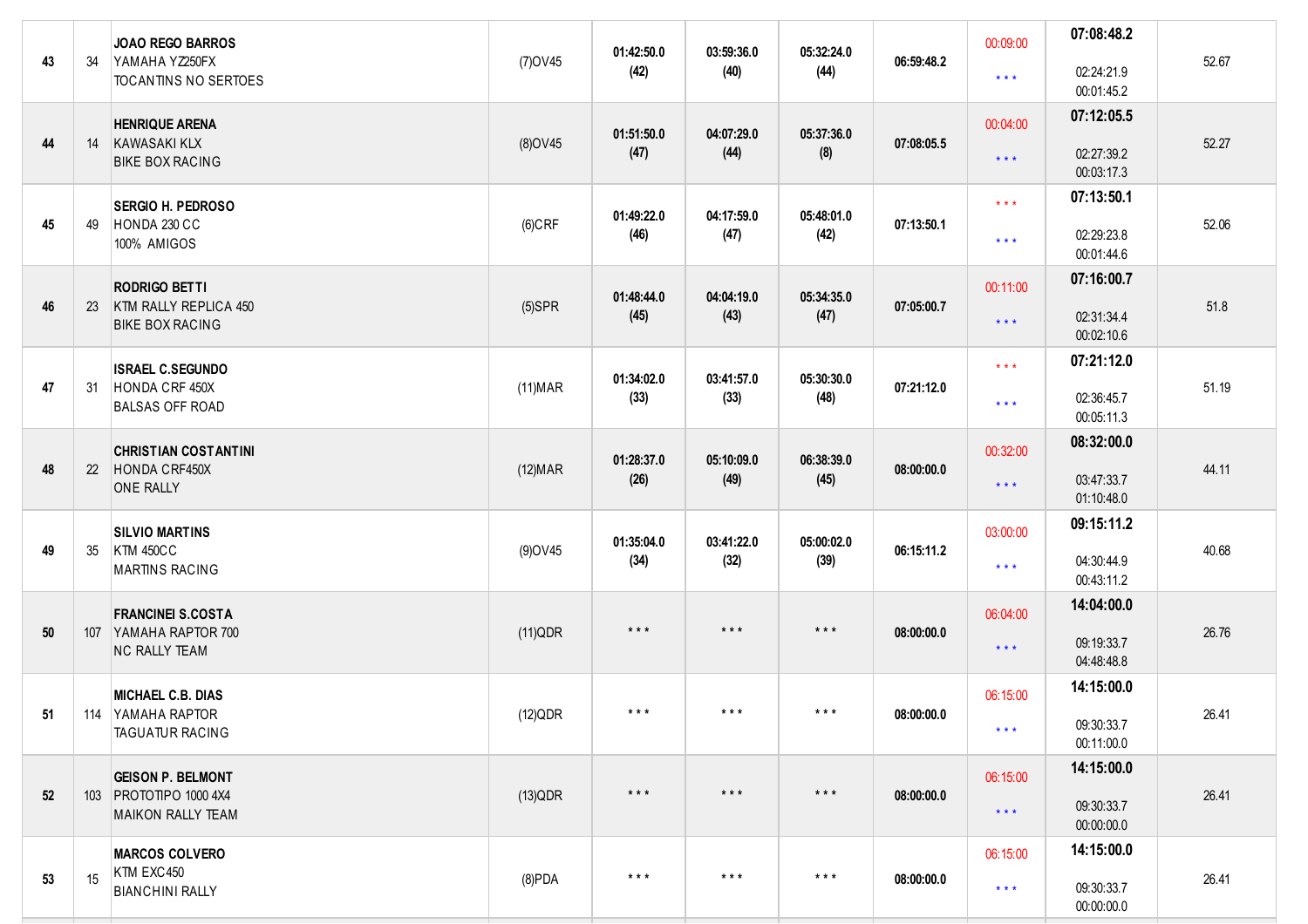| | | | | | | | | | | |
|---|---|---|---|---|---|---|---|---|---|---|
| 43 | 34 | **JOAO REGO BARROS**<br>YAMAHA YZ250FX<br>TOCANTINS NO SERTOES | (7)OV45 | 01:42:50.0<br>(42) | 03:59:36.0<br>(40) | 05:32:24.0<br>(44) | 06:59:48.2 | 00:09:00<br>* * * | **07:08:48.2**<br>02:24:21.9<br>00:01:45.2 | 52.67 |
| 44 | 14 | **HENRIQUE ARENA**<br>KAWASAKI KLX<br>BIKE BOX RACING | (8)OV45 | 01:51:50.0<br>(47) | 04:07:29.0<br>(44) | 05:37:36.0<br>(8) | 07:08:05.5 | 00:04:00<br>* * * | **07:12:05.5**<br>02:27:39.2<br>00:03:17.3 | 52.27 |
| 45 | 49 | **SERGIO H. PEDROSO**<br>HONDA 230 CC<br>100% AMIGOS | (6)CRF | 01:49:22.0<br>(46) | 04:17:59.0<br>(47) | 05:48:01.0<br>(42) | 07:13:50.1 | * * *<br>* * * | **07:13:50.1**<br>02:29:23.8<br>00:01:44.6 | 52.06 |
| 46 | 23 | **RODRIGO BETTI**<br>KTM RALLY REPLICA 450<br>BIKE BOX RACING | (5)SPR | 01:48:44.0<br>(45) | 04:04:19.0<br>(43) | 05:34:35.0<br>(47) | 07:05:00.7 | 00:11:00<br>* * * | **07:16:00.7**<br>02:31:34.4<br>00:02:10.6 | 51.8 |
| 47 | 31 | **ISRAEL C.SEGUNDO**<br>HONDA CRF 450X<br>BALSAS OFF ROAD | (11)MAR | 01:34:02.0<br>(33) | 03:41:57.0<br>(33) | 05:30:30.0<br>(48) | 07:21:12.0 | * * *<br>* * * | **07:21:12.0**<br>02:36:45.7<br>00:05:11.3 | 51.19 |
| 48 | 22 | **CHRISTIAN COSTANTINI**<br>HONDA CRF450X<br>ONE RALLY | (12)MAR | 01:28:37.0<br>(26) | 05:10:09.0<br>(49) | 06:38:39.0<br>(45) | 08:00:00.0 | 00:32:00<br>* * * | **08:32:00.0**<br>03:47:33.7<br>01:10:48.0 | 44.11 |
| 49 | 35 | **SILVIO MARTINS**<br>KTM 450CC<br>MARTINS RACING | (9)OV45 | 01:35:04.0<br>(34) | 03:41:22.0<br>(32) | 05:00:02.0<br>(39) | 06:15:11.2 | 03:00:00<br>* * * | **09:15:11.2**<br>04:30:44.9<br>00:43:11.2 | 40.68 |
| 50 | 107 | **FRANCINEI S.COSTA**<br>YAMAHA RAPTOR 700<br>NC RALLY TEAM | (11)QDR | * * * | * * * | * * * | 08:00:00.0 | 06:04:00<br>* * * | **14:04:00.0**<br>09:19:33.7<br>04:48:48.8 | 26.76 |
| 51 | 114 | **MICHAEL C.B. DIAS**<br>YAMAHA RAPTOR<br>TAGUATUR RACING | (12)QDR | * * * | * * * | * * * | 08:00:00.0 | 06:15:00<br>* * * | **14:15:00.0**<br>09:30:33.7<br>00:11:00.0 | 26.41 |
| 52 | 103 | **GEISON P. BELMONT**<br>PROTOTIPO 1000 4X4<br>MAIKON RALLY TEAM | (13)QDR | * * * | * * * | * * * | 08:00:00.0 | 06:15:00<br>* * * | **14:15:00.0**<br>09:30:33.7<br>00:00:00.0 | 26.41 |
| 53 | 15 | **MARCOS COLVERO**<br>KTM EXC450<br>BIANCHINI RALLY | (8)PDA | * * * | * * * | * * * | 08:00:00.0 | 06:15:00<br>* * * | **14:15:00.0**<br>09:30:33.7<br>00:00:00.0 | 26.41 |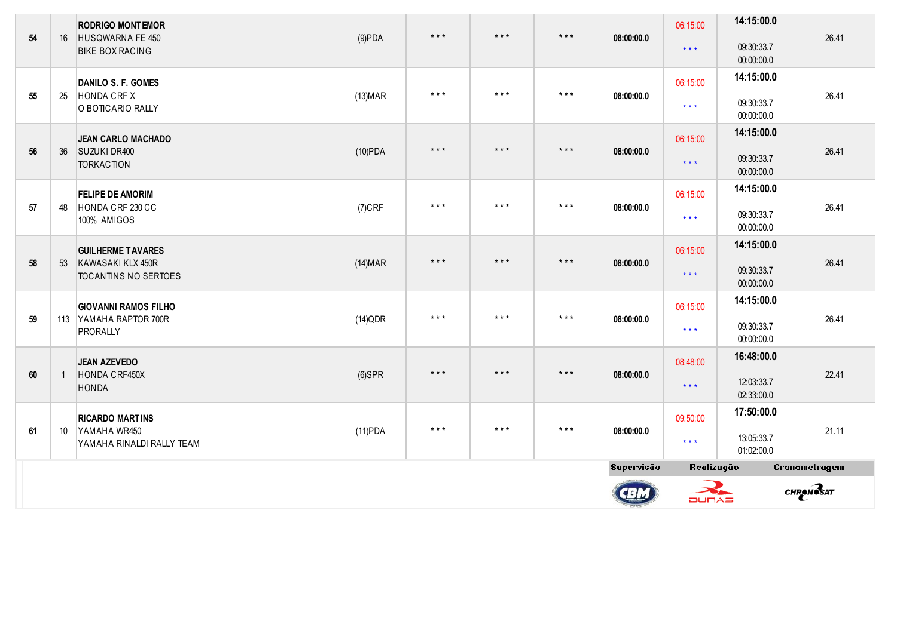| | | | | | | | | | | |
|---|---|---|---|---|---|---|---|---|---|---|
| 54 | 16 | **RODRIGO MONTEMOR**<br>HUSQWARNA FE 450<br>BIKE BOX RACING | (9)PDA | * * * | * * * | * * * | **08:00:00.0** | 06:15:00<br>* * * | **14:15:00.0**<br>09:30:33.7<br>00:00:00.0 | 26.41 |
| 55 | 25 | **DANILO S. F. GOMES**<br>HONDA CRF X<br>O BOTICARIO RALLY | (13)MAR | * * * | * * * | * * * | **08:00:00.0** | 06:15:00<br>* * * | **14:15:00.0**<br>09:30:33.7<br>00:00:00.0 | 26.41 |
| 56 | 36 | **JEAN CARLO MACHADO**<br>SUZUKI DR400<br>TORKACTION | (10)PDA | * * * | * * * | * * * | **08:00:00.0** | 06:15:00<br>* * * | **14:15:00.0**<br>09:30:33.7<br>00:00:00.0 | 26.41 |
| 57 | 48 | **FELIPE DE AMORIM**<br>HONDA CRF 230 CC<br>100% AMIGOS | (7)CRF | * * * | * * * | * * * | **08:00:00.0** | 06:15:00<br>* * * | **14:15:00.0**<br>09:30:33.7<br>00:00:00.0 | 26.41 |
| 58 | 53 | **GUILHERME TAVARES**<br>KAWASAKI KLX 450R<br>TOCANTINS NO SERTOES | (14)MAR | * * * | * * * | * * * | **08:00:00.0** | 06:15:00<br>* * * | **14:15:00.0**<br>09:30:33.7<br>00:00:00.0 | 26.41 |
| 59 | 113 | **GIOVANNI RAMOS FILHO**<br>YAMAHA RAPTOR 700R<br>PRORALLY | (14)QDR | * * * | * * * | * * * | **08:00:00.0** | 06:15:00<br>* * * | **14:15:00.0**<br>09:30:33.7<br>00:00:00.0 | 26.41 |
| 60 | 1 | **JEAN AZEVEDO**<br>HONDA CRF450X<br>HONDA | (6)SPR | * * * | * * * | * * * | **08:00:00.0** | 08:48:00<br>* * * | **16:48:00.0**<br>12:03:33.7<br>02:33:00.0 | 22.41 |
| 61 | 10 | **RICARDO MARTINS**<br>YAMAHA WR450<br>YAMAHA RINALDI RALLY TEAM | (11)PDA | * * * | * * * | * * * | **08:00:00.0** | 09:50:00<br>* * * | **17:50:00.0**<br>13:05:33.7<br>01:02:00.0 | 21.11 |

Supervisão | Realização | Cronometragem

CBM | DUNAS | CHRONOSAT